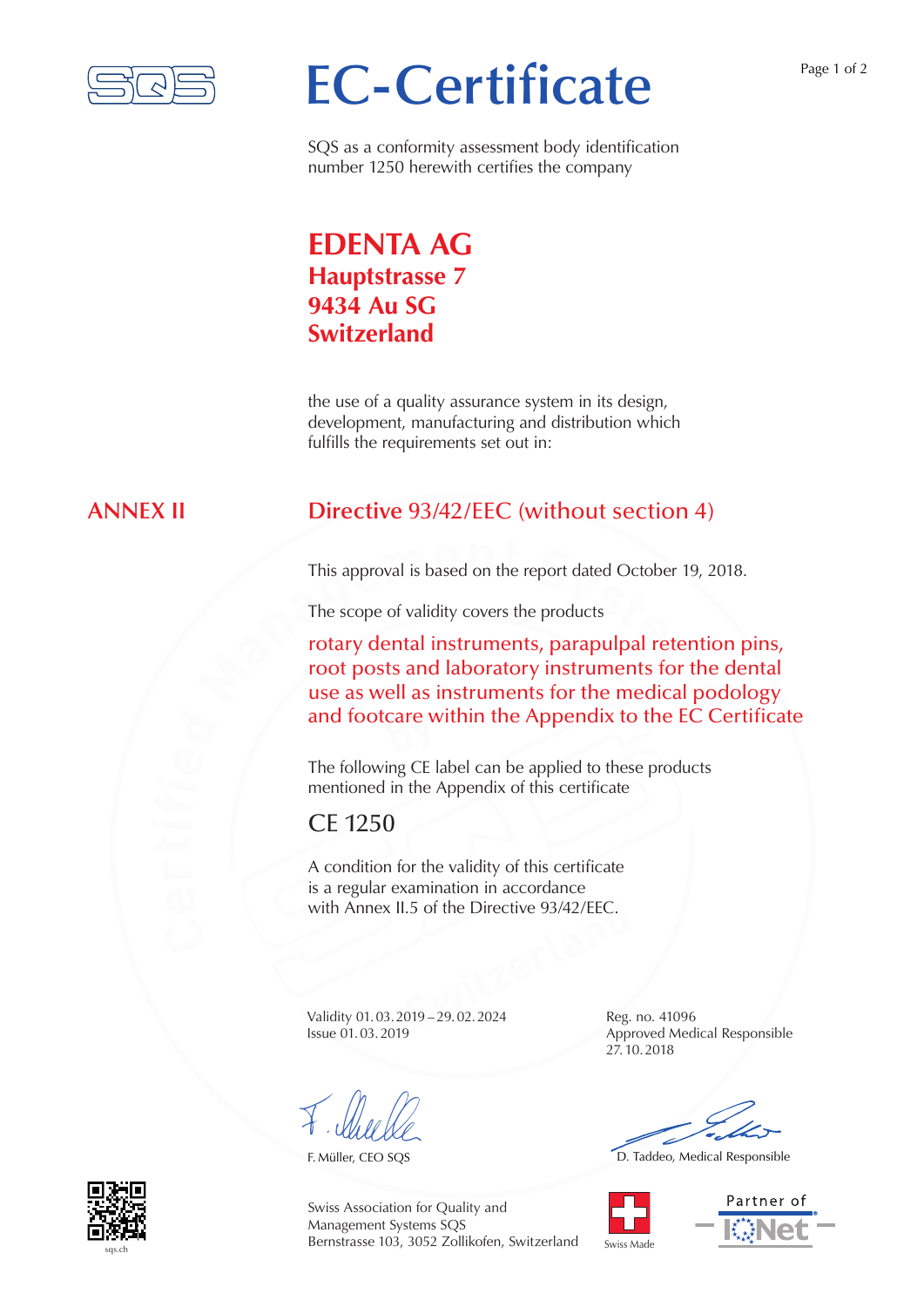# EC-Certificate

SQS as a conformity assessment body identification number 1250 herewith certifies the company

## EDENTA AG
**Hauptstrasse 7**
**9434 Au SG**
**Switzerland**

the use of a quality assurance system in its design, development, manufacturing and distribution which fulfills the requirements set out in:

## ANNEX II — Directive 93/42/EEC (without section 4)

This approval is based on the report dated October 19, 2018.

The scope of validity covers the products

rotary dental instruments, parapulpal retention pins, root posts and laboratory instruments for the dental use as well as instruments for the medical podology and footcare within the Appendix to the EC Certificate

The following CE label can be applied to these products mentioned in the Appendix of this certificate

CE 1250

A condition for the validity of this certificate is a regular examination in accordance with Annex II.5 of the Directive 93/42/EEC.

Validity 01. 03. 2019 – 29. 02. 2024
Issue 01. 03. 2019

Reg. no. 41096
Approved Medical Responsible
27. 10. 2018

F. Müller, CEO SQS

D. Taddeo, Medical Responsible

sqs.ch

Swiss Association for Quality and Management Systems SQS
Bernstrasse 103, 3052 Zollikofen, Switzerland

Swiss Made

Partner of IQNet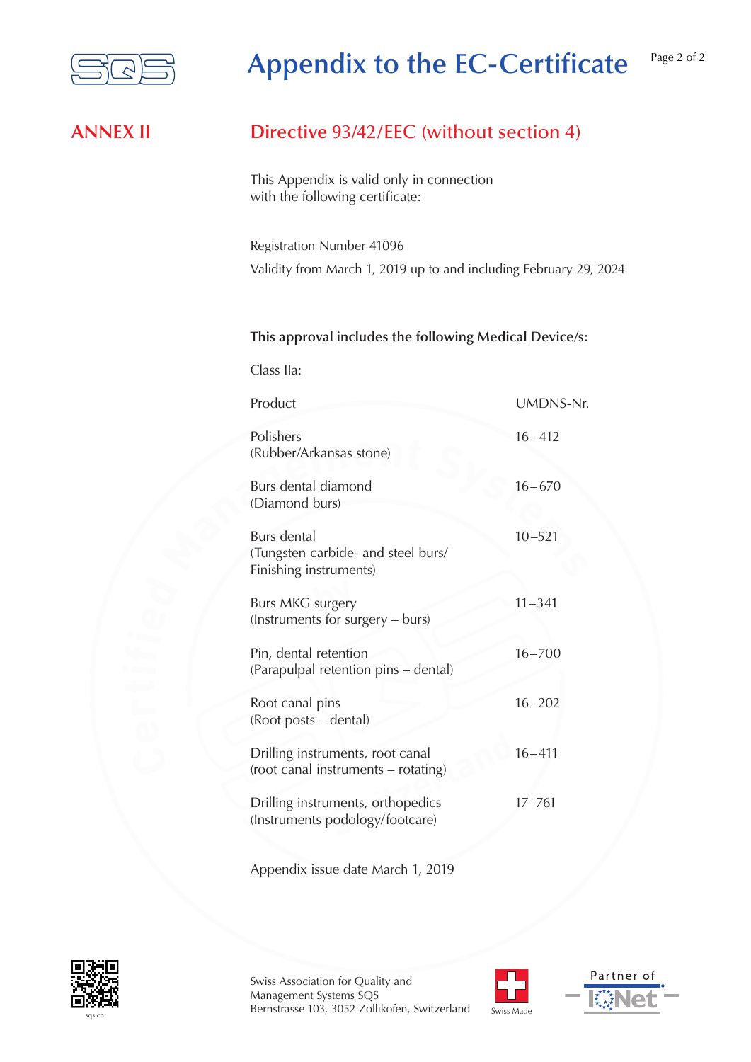# Appendix to the EC-Certificate

## ANNEX II

## Directive 93/42/EEC (without section 4)

This Appendix is valid only in connection with the following certificate:

Registration Number 41096

Validity from March 1, 2019 up to and including February 29, 2024

**This approval includes the following Medical Device/s:**

Class IIa:

| Product | UMDNS-Nr. |
|---|---|
| Polishers (Rubber/Arkansas stone) | 16–412 |
| Burs dental diamond (Diamond burs) | 16–670 |
| Burs dental (Tungsten carbide- and steel burs/ Finishing instruments) | 10–521 |
| Burs MKG surgery (Instruments for surgery – burs) | 11–341 |
| Pin, dental retention (Parapulpal retention pins – dental) | 16–700 |
| Root canal pins (Root posts – dental) | 16–202 |
| Drilling instruments, root canal (root canal instruments – rotating) | 16–411 |
| Drilling instruments, orthopedics (Instruments podology/footcare) | 17–761 |

Appendix issue date March 1, 2019

Swiss Association for Quality and Management Systems SQS
Bernstrasse 103, 3052 Zollikofen, Switzerland

Swiss Made

Partner of IQNet